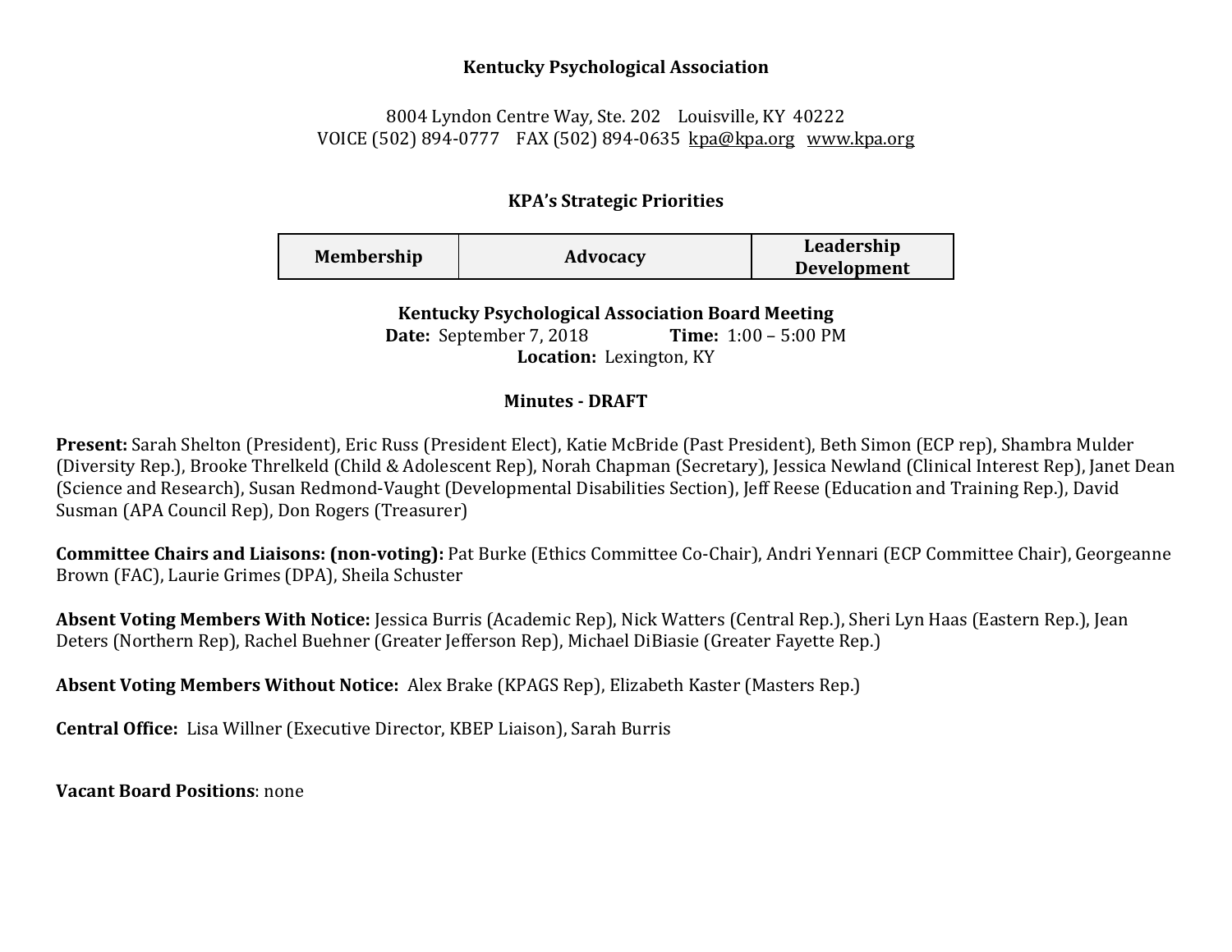# Kentucky Psychological Association

8004 Lyndon Centre Way, Ste. 202    Louisville, KY  40222
VOICE (502) 894-0777    FAX (502) 894-0635  kpa@kpa.org   www.kpa.org

## KPA's Strategic Priorities

| Membership | Advocacy | Leadership Development |
| --- | --- | --- |

## Kentucky Psychological Association Board Meeting

**Date:** September 7, 2018    **Time:** 1:00 – 5:00 PM
**Location:** Lexington, KY

### Minutes - DRAFT

**Present:** Sarah Shelton (President), Eric Russ (President Elect), Katie McBride (Past President), Beth Simon (ECP rep), Shambra Mulder (Diversity Rep.), Brooke Threlkeld (Child & Adolescent Rep), Norah Chapman (Secretary), Jessica Newland (Clinical Interest Rep), Janet Dean (Science and Research), Susan Redmond-Vaught (Developmental Disabilities Section), Jeff Reese (Education and Training Rep.), David Susman (APA Council Rep), Don Rogers (Treasurer)

**Committee Chairs and Liaisons: (non-voting):** Pat Burke (Ethics Committee Co-Chair), Andri Yennari (ECP Committee Chair), Georgeanne Brown (FAC), Laurie Grimes (DPA), Sheila Schuster

**Absent Voting Members With Notice:** Jessica Burris (Academic Rep), Nick Watters (Central Rep.), Sheri Lyn Haas (Eastern Rep.), Jean Deters (Northern Rep), Rachel Buehner (Greater Jefferson Rep), Michael DiBiasie (Greater Fayette Rep.)

**Absent Voting Members Without Notice:** Alex Brake (KPAGS Rep), Elizabeth Kaster (Masters Rep.)

**Central Office:** Lisa Willner (Executive Director, KBEP Liaison), Sarah Burris

**Vacant Board Positions**: none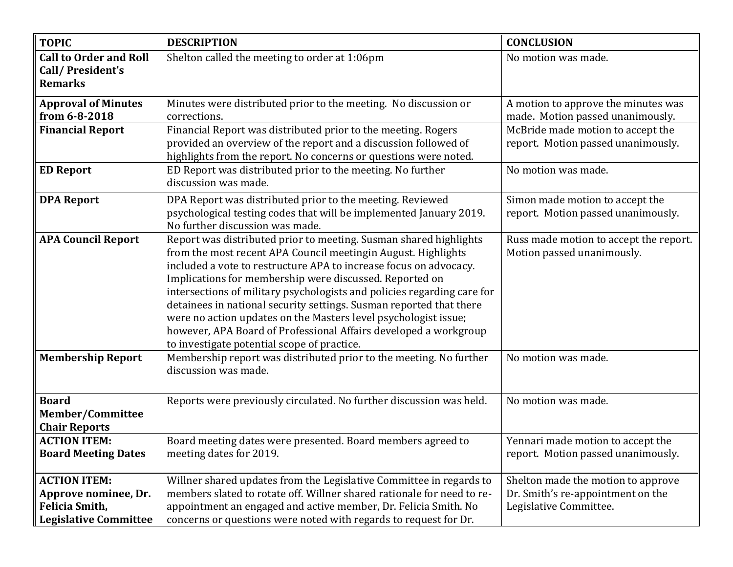| TOPIC | DESCRIPTION | CONCLUSION |
|---|---|---|
| **Call to Order and Roll Call/ President's Remarks** | Shelton called the meeting to order at 1:06pm | No motion was made. |
| **Approval of Minutes from 6-8-2018** | Minutes were distributed prior to the meeting. No discussion or corrections. | A motion to approve the minutes was made. Motion passed unanimously. |
| **Financial Report** | Financial Report was distributed prior to the meeting. Rogers provided an overview of the report and a discussion followed of highlights from the report. No concerns or questions were noted. | McBride made motion to accept the report. Motion passed unanimously. |
| **ED Report** | ED Report was distributed prior to the meeting. No further discussion was made. | No motion was made. |
| **DPA Report** | DPA Report was distributed prior to the meeting. Reviewed psychological testing codes that will be implemented January 2019. No further discussion was made. | Simon made motion to accept the report. Motion passed unanimously. |
| **APA Council Report** | Report was distributed prior to meeting. Susman shared highlights from the most recent APA Council meetingin August. Highlights included a vote to restructure APA to increase focus on advocacy. Implications for membership were discussed. Reported on intersections of military psychologists and policies regarding care for detainees in national security settings. Susman reported that there were no action updates on the Masters level psychologist issue; however, APA Board of Professional Affairs developed a workgroup to investigate potential scope of practice. | Russ made motion to accept the report. Motion passed unanimously. |
| **Membership Report** | Membership report was distributed prior to the meeting. No further discussion was made. | No motion was made. |
| **Board Member/Committee Chair Reports** | Reports were previously circulated. No further discussion was held. | No motion was made. |
| **ACTION ITEM: Board Meeting Dates** | Board meeting dates were presented. Board members agreed to meeting dates for 2019. | Yennari made motion to accept the report. Motion passed unanimously. |
| **ACTION ITEM: Approve nominee, Dr. Felicia Smith, Legislative Committee** | Willner shared updates from the Legislative Committee in regards to members slated to rotate off. Willner shared rationale for need to re-appointment an engaged and active member, Dr. Felicia Smith. No concerns or questions were noted with regards to request for Dr. | Shelton made the motion to approve Dr. Smith's re-appointment on the Legislative Committee. |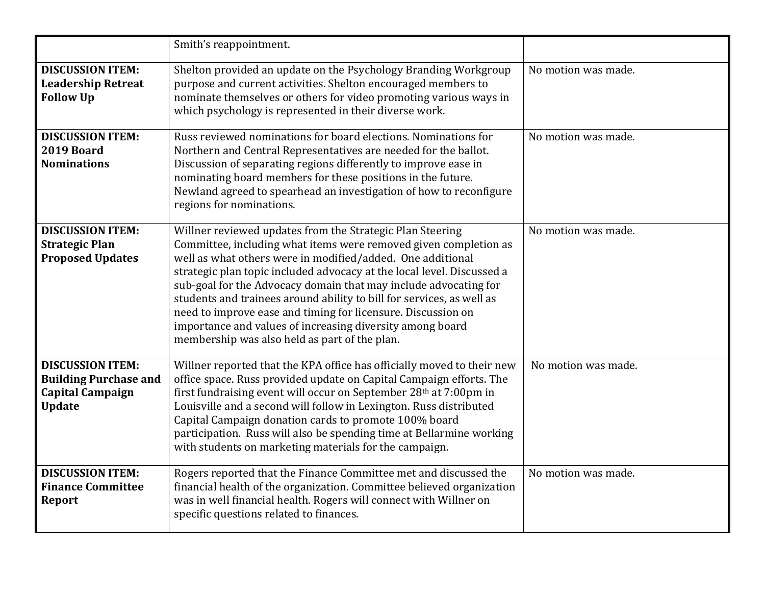| | | |
|---|---|---|
| | Smith's reappointment. | |
| **DISCUSSION ITEM: Leadership Retreat Follow Up** | Shelton provided an update on the Psychology Branding Workgroup purpose and current activities. Shelton encouraged members to nominate themselves or others for video promoting various ways in which psychology is represented in their diverse work. | No motion was made. |
| **DISCUSSION ITEM: 2019 Board Nominations** | Russ reviewed nominations for board elections. Nominations for Northern and Central Representatives are needed for the ballot. Discussion of separating regions differently to improve ease in nominating board members for these positions in the future. Newland agreed to spearhead an investigation of how to reconfigure regions for nominations. | No motion was made. |
| **DISCUSSION ITEM: Strategic Plan Proposed Updates** | Willner reviewed updates from the Strategic Plan Steering Committee, including what items were removed given completion as well as what others were in modified/added. One additional strategic plan topic included advocacy at the local level. Discussed a sub-goal for the Advocacy domain that may include advocating for students and trainees around ability to bill for services, as well as need to improve ease and timing for licensure. Discussion on importance and values of increasing diversity among board membership was also held as part of the plan. | No motion was made. |
| **DISCUSSION ITEM: Building Purchase and Capital Campaign Update** | Willner reported that the KPA office has officially moved to their new office space. Russ provided update on Capital Campaign efforts. The first fundraising event will occur on September 28th at 7:00pm in Louisville and a second will follow in Lexington. Russ distributed Capital Campaign donation cards to promote 100% board participation. Russ will also be spending time at Bellarmine working with students on marketing materials for the campaign. | No motion was made. |
| **DISCUSSION ITEM: Finance Committee Report** | Rogers reported that the Finance Committee met and discussed the financial health of the organization. Committee believed organization was in well financial health. Rogers will connect with Willner on specific questions related to finances. | No motion was made. |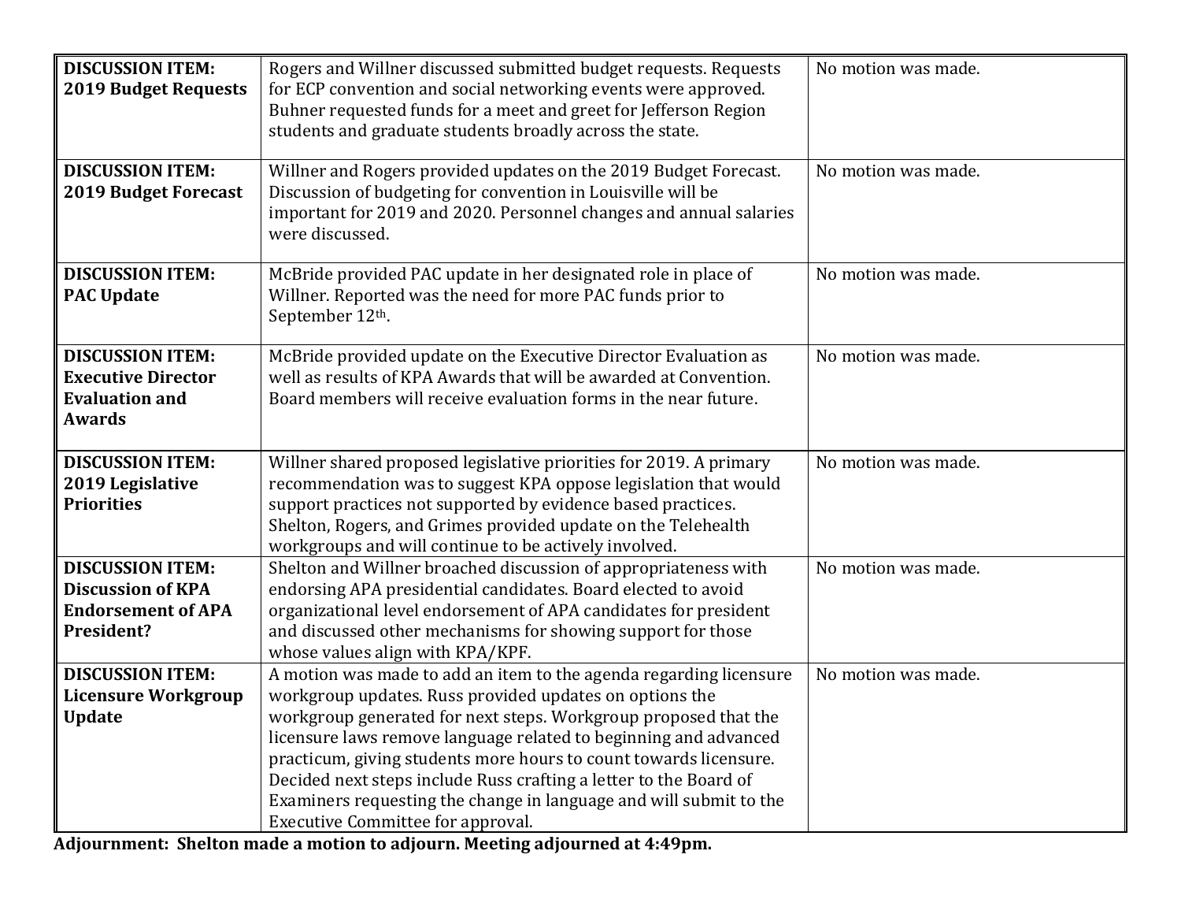| | | |
|---|---|---|
| **DISCUSSION ITEM: 2019 Budget Requests** | Rogers and Willner discussed submitted budget requests. Requests for ECP convention and social networking events were approved. Buhner requested funds for a meet and greet for Jefferson Region students and graduate students broadly across the state. | No motion was made. |
| **DISCUSSION ITEM: 2019 Budget Forecast** | Willner and Rogers provided updates on the 2019 Budget Forecast. Discussion of budgeting for convention in Louisville will be important for 2019 and 2020. Personnel changes and annual salaries were discussed. | No motion was made. |
| **DISCUSSION ITEM: PAC Update** | McBride provided PAC update in her designated role in place of Willner. Reported was the need for more PAC funds prior to September 12th. | No motion was made. |
| **DISCUSSION ITEM: Executive Director Evaluation and Awards** | McBride provided update on the Executive Director Evaluation as well as results of KPA Awards that will be awarded at Convention. Board members will receive evaluation forms in the near future. | No motion was made. |
| **DISCUSSION ITEM: 2019 Legislative Priorities** | Willner shared proposed legislative priorities for 2019. A primary recommendation was to suggest KPA oppose legislation that would support practices not supported by evidence based practices. Shelton, Rogers, and Grimes provided update on the Telehealth workgroups and will continue to be actively involved. | No motion was made. |
| **DISCUSSION ITEM: Discussion of KPA Endorsement of APA President?** | Shelton and Willner broached discussion of appropriateness with endorsing APA presidential candidates. Board elected to avoid organizational level endorsement of APA candidates for president and discussed other mechanisms for showing support for those whose values align with KPA/KPF. | No motion was made. |
| **DISCUSSION ITEM: Licensure Workgroup Update** | A motion was made to add an item to the agenda regarding licensure workgroup updates. Russ provided updates on options the workgroup generated for next steps. Workgroup proposed that the licensure laws remove language related to beginning and advanced practicum, giving students more hours to count towards licensure. Decided next steps include Russ crafting a letter to the Board of Examiners requesting the change in language and will submit to the Executive Committee for approval. | No motion was made. |

**Adjournment: Shelton made a motion to adjourn. Meeting adjourned at 4:49pm.**